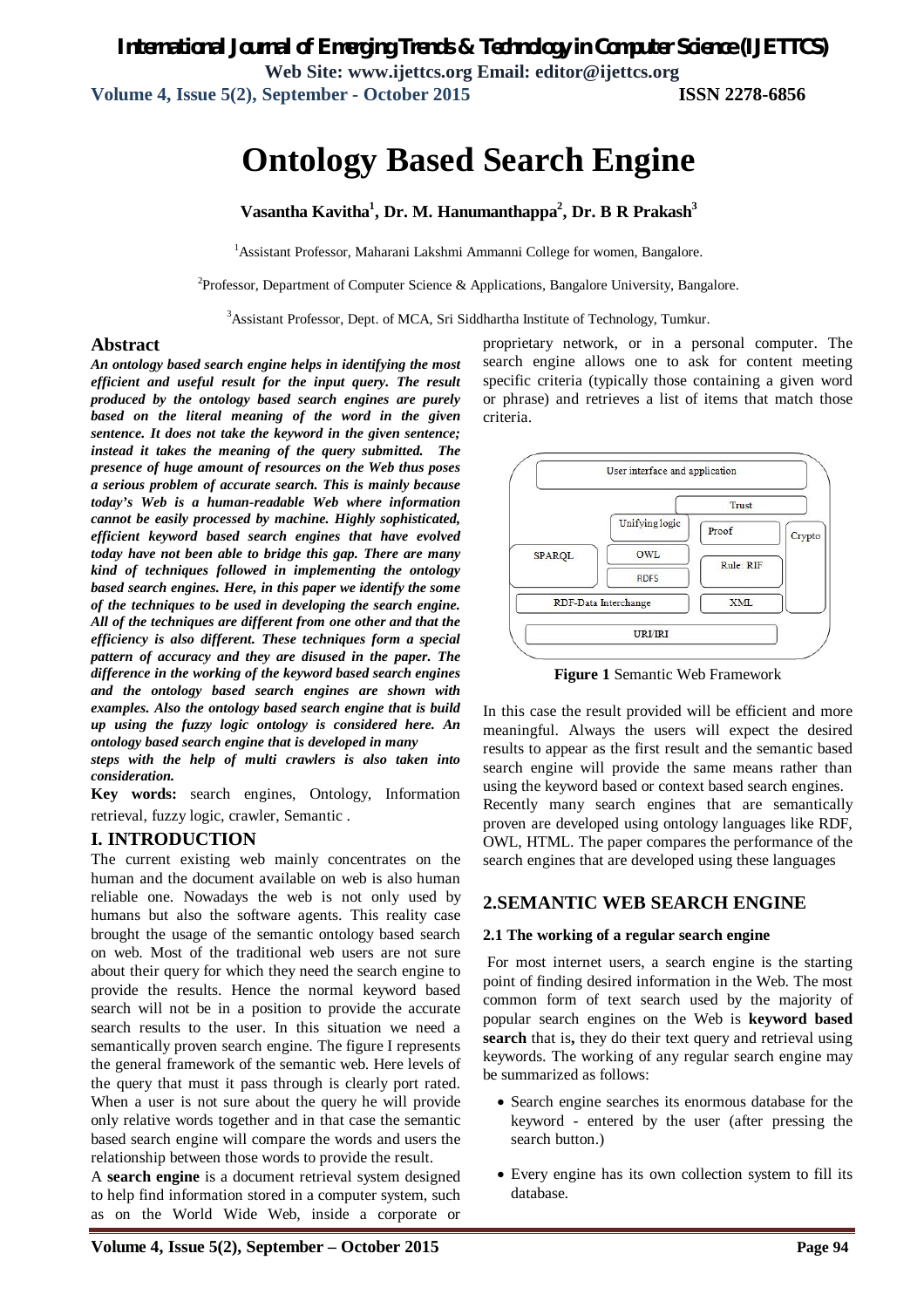# Ontology Based Search Engine

**Vasantha Kavitha[1], Dr. M. Hanumanthappa[2], Dr. B R Prakash[3]**

[1]Assistant Professor, Maharani Lakshmi Ammanni College for women, Bangalore.

[2]Professor, Department of Computer Science & Applications, Bangalore University, Bangalore.

[3]Assistant Professor, Dept. of MCA, Sri Siddhartha Institute of Technology, Tumkur.

## Abstract

***An ontology based search engine helps in identifying the most efficient and useful result for the input query. The result produced by the ontology based search engines are purely based on the literal meaning of the word in the given sentence. It does not take the keyword in the given sentence; instead it takes the meaning of the query submitted. The presence of huge amount of resources on the Web thus poses a serious problem of accurate search. This is mainly because today's Web is a human-readable Web where information cannot be easily processed by machine. Highly sophisticated, efficient keyword based search engines that have evolved today have not been able to bridge this gap. There are many kind of techniques followed in implementing the ontology based search engines. Here, in this paper we identify the some of the techniques to be used in developing the search engine. All of the techniques are different from one other and that the efficiency is also different. These techniques form a special pattern of accuracy and they are disused in the paper. The difference in the working of the keyword based search engines and the ontology based search engines are shown with examples. Also the ontology based search engine that is build up using the fuzzy logic ontology is considered here. An ontology based search engine that is developed in many steps with the help of multi crawlers is also taken into consideration.***

**Key words:** search engines, Ontology, Information retrieval, fuzzy logic, crawler, Semantic .

## I. INTRODUCTION

The current existing web mainly concentrates on the human and the document available on web is also human reliable one. Nowadays the web is not only used by humans but also the software agents. This reality case brought the usage of the semantic ontology based search on web. Most of the traditional web users are not sure about their query for which they need the search engine to provide the results. Hence the normal keyword based search will not be in a position to provide the accurate search results to the user. In this situation we need a semantically proven search engine. The figure I represents the general framework of the semantic web. Here levels of the query that must it pass through is clearly port rated. When a user is not sure about the query he will provide only relative words together and in that case the semantic based search engine will compare the words and users the relationship between those words to provide the result.

A **search engine** is a document retrieval system designed to help find information stored in a computer system, such as on the World Wide Web, inside a corporate or proprietary network, or in a personal computer. The search engine allows one to ask for content meeting specific criteria (typically those containing a given word or phrase) and retrieves a list of items that match those criteria.

**Figure 1** Semantic Web Framework

In this case the result provided will be efficient and more meaningful. Always the users will expect the desired results to appear as the first result and the semantic based search engine will provide the same means rather than using the keyword based or context based search engines.
Recently many search engines that are semantically proven are developed using ontology languages like RDF, OWL, HTML. The paper compares the performance of the search engines that are developed using these languages

## 2.SEMANTIC WEB SEARCH ENGINE

### 2.1 The working of a regular search engine

For most internet users, a search engine is the starting point of finding desired information in the Web. The most common form of text search used by the majority of popular search engines on the Web is **keyword based search** that is**,** they do their text query and retrieval using keywords. The working of any regular search engine may be summarized as follows:

- Search engine searches its enormous database for the keyword - entered by the user (after pressing the search button.)
- Every engine has its own collection system to fill its database.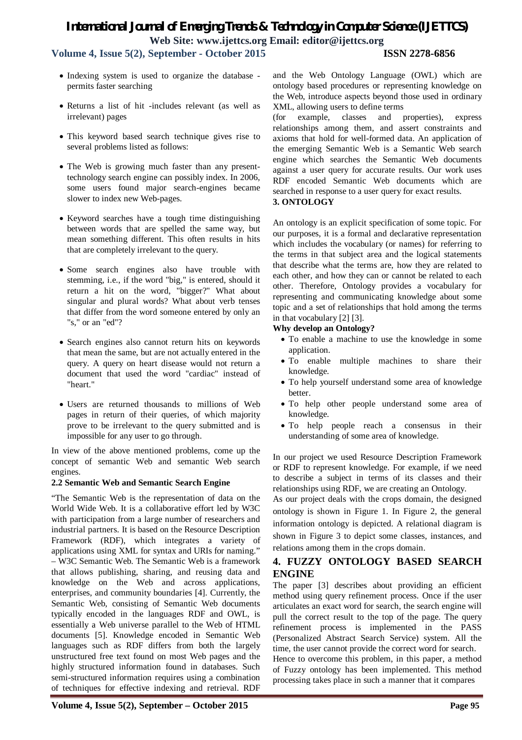- Indexing system is used to organize the database - permits faster searching
- Returns a list of hit -includes relevant (as well as irrelevant) pages
- This keyword based search technique gives rise to several problems listed as follows:
- The Web is growing much faster than any present-technology search engine can possibly index. In 2006, some users found major search-engines became slower to index new Web-pages.
- Keyword searches have a tough time distinguishing between words that are spelled the same way, but mean something different. This often results in hits that are completely irrelevant to the query.
- Some search engines also have trouble with stemming, i.e., if the word "big," is entered, should it return a hit on the word, "bigger?" What about singular and plural words? What about verb tenses that differ from the word someone entered by only an "s," or an "ed"?
- Search engines also cannot return hits on keywords that mean the same, but are not actually entered in the query. A query on heart disease would not return a document that used the word "cardiac" instead of "heart."
- Users are returned thousands to millions of Web pages in return of their queries, of which majority prove to be irrelevant to the query submitted and is impossible for any user to go through.

In view of the above mentioned problems, come up the concept of semantic Web and semantic Web search engines.

### 2.2 Semantic Web and Semantic Search Engine

"The Semantic Web is the representation of data on the World Wide Web. It is a collaborative effort led by W3C with participation from a large number of researchers and industrial partners. It is based on the Resource Description Framework (RDF), which integrates a variety of applications using XML for syntax and URIs for naming." – W3C Semantic Web. The Semantic Web is a framework that allows publishing, sharing, and reusing data and knowledge on the Web and across applications, enterprises, and community boundaries [4]. Currently, the Semantic Web, consisting of Semantic Web documents typically encoded in the languages RDF and OWL, is essentially a Web universe parallel to the Web of HTML documents [5]. Knowledge encoded in Semantic Web languages such as RDF differs from both the largely unstructured free text found on most Web pages and the highly structured information found in databases. Such semi-structured information requires using a combination of techniques for effective indexing and retrieval. RDF and the Web Ontology Language (OWL) which are ontology based procedures or representing knowledge on the Web, introduce aspects beyond those used in ordinary XML, allowing users to define terms (for example, classes and properties), express relationships among them, and assert constraints and axioms that hold for well-formed data. An application of the emerging Semantic Web is a Semantic Web search engine which searches the Semantic Web documents against a user query for accurate results. Our work uses RDF encoded Semantic Web documents which are searched in response to a user query for exact results.

## 3. ONTOLOGY

An ontology is an explicit specification of some topic. For our purposes, it is a formal and declarative representation which includes the vocabulary (or names) for referring to the terms in that subject area and the logical statements that describe what the terms are, how they are related to each other, and how they can or cannot be related to each other. Therefore, Ontology provides a vocabulary for representing and communicating knowledge about some topic and a set of relationships that hold among the terms in that vocabulary [2] [3].

**Why develop an Ontology?**

- To enable a machine to use the knowledge in some application.
- To enable multiple machines to share their knowledge.
- To help yourself understand some area of knowledge better.
- To help other people understand some area of knowledge.
- To help people reach a consensus in their understanding of some area of knowledge.

In our project we used Resource Description Framework or RDF to represent knowledge. For example, if we need to describe a subject in terms of its classes and their relationships using RDF, we are creating an Ontology.

As our project deals with the crops domain, the designed ontology is shown in Figure 1. In Figure 2, the general information ontology is depicted. A relational diagram is shown in Figure 3 to depict some classes, instances, and relations among them in the crops domain.

## 4. FUZZY ONTOLOGY BASED SEARCH ENGINE

The paper [3] describes about providing an efficient method using query refinement process. Once if the user articulates an exact word for search, the search engine will pull the correct result to the top of the page. The query refinement process is implemented in the PASS (Personalized Abstract Search Service) system. All the time, the user cannot provide the correct word for search.

Hence to overcome this problem, in this paper, a method of Fuzzy ontology has been implemented. This method processing takes place in such a manner that it compares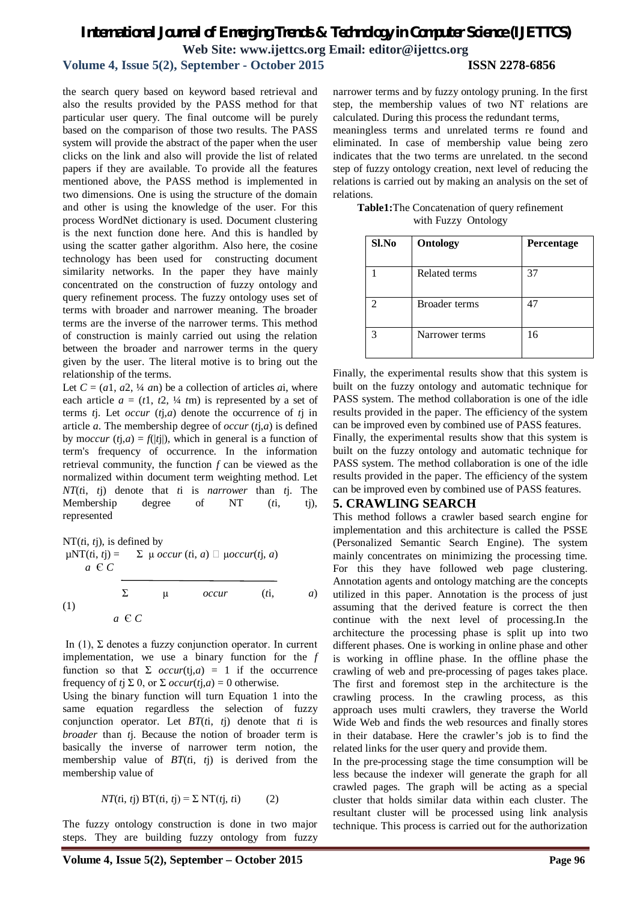the search query based on keyword based retrieval and also the results provided by the PASS method for that particular user query. The final outcome will be purely based on the comparison of those two results. The PASS system will provide the abstract of the paper when the user clicks on the link and also will provide the list of related papers if they are available. To provide all the features mentioned above, the PASS method is implemented in two dimensions. One is using the structure of the domain and other is using the knowledge of the user. For this process WordNet dictionary is used. Document clustering is the next function done here. And this is handled by using the scatter gather algorithm. Also here, the cosine technology has been used for constructing document similarity networks. In the paper they have mainly concentrated on the construction of fuzzy ontology and query refinement process. The fuzzy ontology uses set of terms with broader and narrower meaning. The broader terms are the inverse of the narrower terms. This method of construction is mainly carried out using the relation between the broader and narrower terms in the query given by the user. The literal motive is to bring out the relationship of the terms.

Let $C = (a1, a2, ¼\ an)$ be a collection of articles $ai$, where each article $a = (t1, t2, ¼\ tm)$ is represented by a set of terms $tj$. Let *occur* $(tj,a)$ denote the occurrence of $tj$ in article $a$. The membership degree of *occur* $(tj,a)$ is defined by m*occur* $(tj,a) = f(|tj|)$, which in general is a function of term's frequency of occurrence. In the information retrieval community, the function $f$ can be viewed as the normalized within document term weighting method. Let $NT(ti,\ tj)$ denote that $ti$ is *narrower* than $tj$. The Membership degree of NT $(ti,\ tj)$, represented

NT$(ti, tj)$, is defined by

$$\mu NT(ti, tj) = \frac{\sum_{a\ Є\ C} \mu\ occur\ (ti, a)\ \square\ \mu occur(tj, a)}{\sum_{a\ Є\ C} \mu\ occur\ (ti, a)} \quad (1)$$

In (1), Σ denotes a fuzzy conjunction operator. In current implementation, we use a binary function for the $f$ function so that $\Sigma\ occur(tj,a) = 1$ if the occurrence frequency of $tj\ \Sigma\ 0$, or $\Sigma\ occur(tj,a) = 0$ otherwise.

Using the binary function will turn Equation 1 into the same equation regardless the selection of fuzzy conjunction operator. Let $BT(ti,\ tj)$ denote that $ti$ is *broader* than $tj$. Because the notion of broader term is basically the inverse of narrower term notion, the membership value of $BT(ti,\ tj)$ is derived from the membership value of

$$NT(ti, tj)\ BT(ti, tj) = \Sigma\ NT(tj, ti) \qquad (2)$$

The fuzzy ontology construction is done in two major steps. They are building fuzzy ontology from fuzzy narrower terms and by fuzzy ontology pruning. In the first step, the membership values of two NT relations are calculated. During this process the redundant terms, meaningless terms and unrelated terms re found and eliminated. In case of membership value being zero indicates that the two terms are unrelated. tn the second step of fuzzy ontology creation, next level of reducing the relations is carried out by making an analysis on the set of relations.

**Table1:**The Concatenation of query refinement with Fuzzy Ontology

| Sl.No | Ontology | Percentage |
|---|---|---|
| 1 | Related terms | 37 |
| 2 | Broader terms | 47 |
| 3 | Narrower terms | 16 |

Finally, the experimental results show that this system is built on the fuzzy ontology and automatic technique for PASS system. The method collaboration is one of the idle results provided in the paper. The efficiency of the system can be improved even by combined use of PASS features.

Finally, the experimental results show that this system is built on the fuzzy ontology and automatic technique for PASS system. The method collaboration is one of the idle results provided in the paper. The efficiency of the system can be improved even by combined use of PASS features.

## 5. CRAWLING SEARCH

This method follows a crawler based search engine for implementation and this architecture is called the PSSE (Personalized Semantic Search Engine). The system mainly concentrates on minimizing the processing time. For this they have followed web page clustering. Annotation agents and ontology matching are the concepts utilized in this paper. Annotation is the process of just assuming that the derived feature is correct the then continue with the next level of processing.In the architecture the processing phase is split up into two different phases. One is working in online phase and other is working in offline phase. In the offline phase the crawling of web and pre-processing of pages takes place. The first and foremost step in the architecture is the crawling process. In the crawling process, as this approach uses multi crawlers, they traverse the World Wide Web and finds the web resources and finally stores in their database. Here the crawler's job is to find the related links for the user query and provide them.

In the pre-processing stage the time consumption will be less because the indexer will generate the graph for all crawled pages. The graph will be acting as a special cluster that holds similar data within each cluster. The resultant cluster will be processed using link analysis technique. This process is carried out for the authorization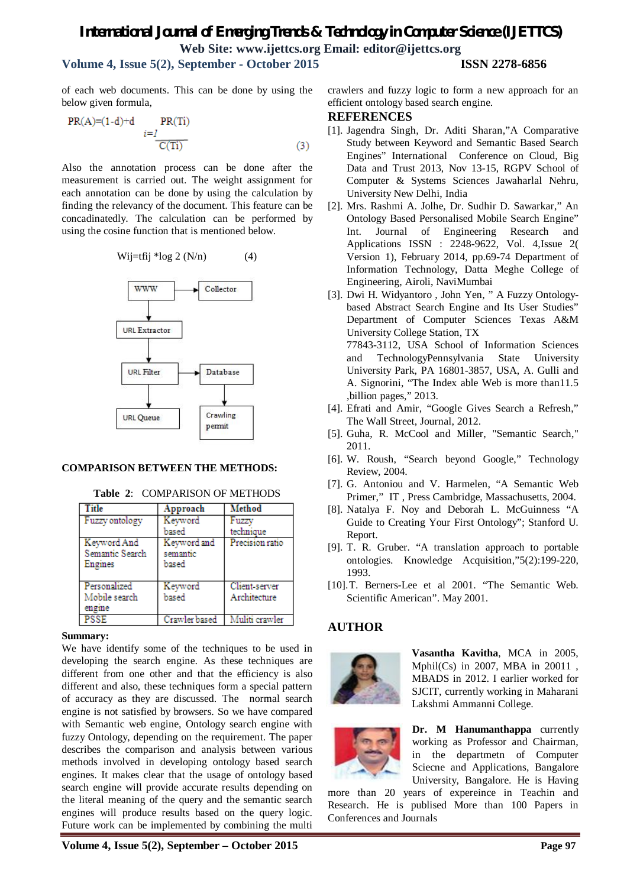of each web documents. This can be done by using the below given formula,

$$PR(A)=(1-d)+d \sum_{i=1} \frac{PR(Ti)}{C(Ti)} \quad (3)$$

Also the annotation process can be done after the measurement is carried out. The weight assignment for each annotation can be done by using the calculation by finding the relevancy of the document. This feature can be concadinatedly. The calculation can be performed by using the cosine function that is mentioned below.

$$Wij=tfij * \log 2 (N/n) \quad (4)$$

WWW → Collector
WWW → URL Extractor → URL Filter → URL Queue
URL Filter → Database → Crawling permit

**COMPARISON BETWEEN THE METHODS:**

**Table 2**: COMPARISON OF METHODS

| Title | Approach | Method |
|---|---|---|
| Fuzzy ontology | Keyword based | Fuzzy technique |
| Keyword And Semantic Search Engines | Keyword and semantic based | Precision ratio |
| Personalized Mobile search engine | Keyword based | Client-server Architecture |
| PSSE | Crawler based | Muliti crawler |

**Summary:**

We have identify some of the techniques to be used in developing the search engine. As these techniques are different from one other and that the efficiency is also different and also, these techniques form a special pattern of accuracy as they are discussed. The normal search engine is not satisfied by browsers. So we have compared with Semantic web engine, Ontology search engine with fuzzy Ontology, depending on the requirement. The paper describes the comparison and analysis between various methods involved in developing ontology based search engines. It makes clear that the usage of ontology based search engine will provide accurate results depending on the literal meaning of the query and the semantic search engines will produce results based on the query logic. Future work can be implemented by combining the multi crawlers and fuzzy logic to form a new approach for an efficient ontology based search engine.

## REFERENCES

[1]. Jagendra Singh, Dr. Aditi Sharan,"A Comparative Study between Keyword and Semantic Based Search Engines" International Conference on Cloud, Big Data and Trust 2013, Nov 13-15, RGPV School of Computer & Systems Sciences Jawaharlal Nehru, University New Delhi, India

[2]. Mrs. Rashmi A. Jolhe, Dr. Sudhir D. Sawarkar," An Ontology Based Personalised Mobile Search Engine" Int. Journal of Engineering Research and Applications ISSN : 2248-9622, Vol. 4,Issue 2( Version 1), February 2014, pp.69-74 Department of Information Technology, Datta Meghe College of Engineering, Airoli, NaviMumbai

[3]. Dwi H. Widyantoro , John Yen, " A Fuzzy Ontology-based Abstract Search Engine and Its User Studies" Department of Computer Sciences Texas A&M University College Station, TX 77843-3112, USA School of Information Sciences and TechnologyPennsylvania State University University Park, PA 16801-3857, USA, A. Gulli and A. Signorini, "The Index able Web is more than11.5 ,billion pages," 2013.

[4]. Efrati and Amir, "Google Gives Search a Refresh," The Wall Street, Journal, 2012.

[5]. Guha, R. McCool and Miller, "Semantic Search," 2011.

[6]. W. Roush, "Search beyond Google," Technology Review, 2004.

[7]. G. Antoniou and V. Harmelen, "A Semantic Web Primer," IT , Press Cambridge, Massachusetts, 2004.

[8]. Natalya F. Noy and Deborah L. McGuinness "A Guide to Creating Your First Ontology"; Stanford U. Report.

[9]. T. R. Gruber. "A translation approach to portable ontologies. Knowledge Acquisition,"5(2):199-220, 1993.

[10].T. Berners-Lee et al 2001. "The Semantic Web. Scientific American". May 2001.

## AUTHOR

**Vasantha Kavitha**, MCA in 2005, Mphil(Cs) in 2007, MBA in 20011 , MBADS in 2012. I earlier worked for SJCIT, currently working in Maharani Lakshmi Ammanni College.

**Dr. M Hanumanthappa** currently working as Professor and Chairman, in the departmetn of Computer Sciecne and Applications, Bangalore University, Bangalore. He is Having more than 20 years of expereince in Teachin and Research. He is publised More than 100 Papers in Conferences and Journals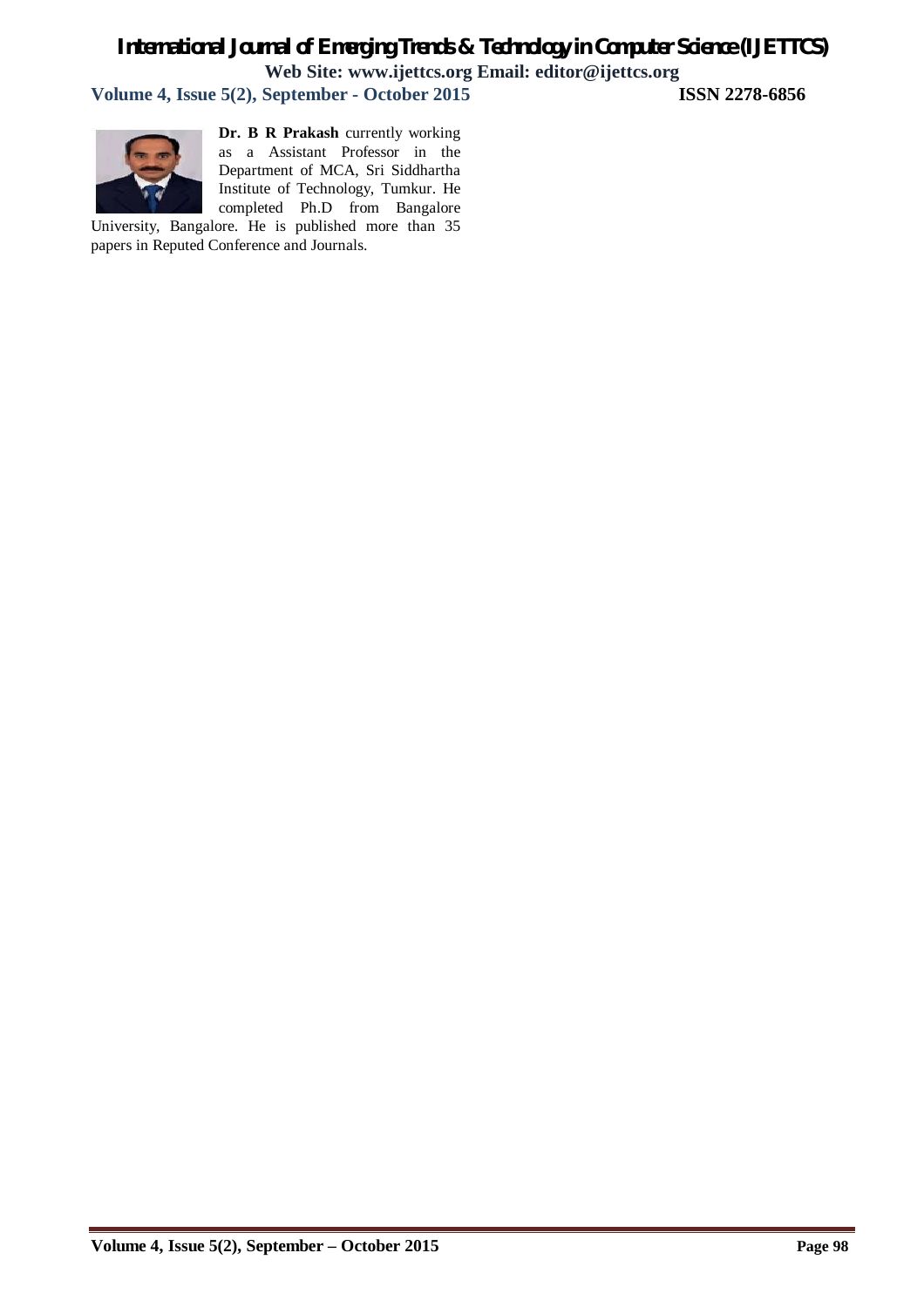**Dr. B R Prakash** currently working as a Assistant Professor in the Department of MCA, Sri Siddhartha Institute of Technology, Tumkur. He completed Ph.D from Bangalore University, Bangalore. He is published more than 35 papers in Reputed Conference and Journals.